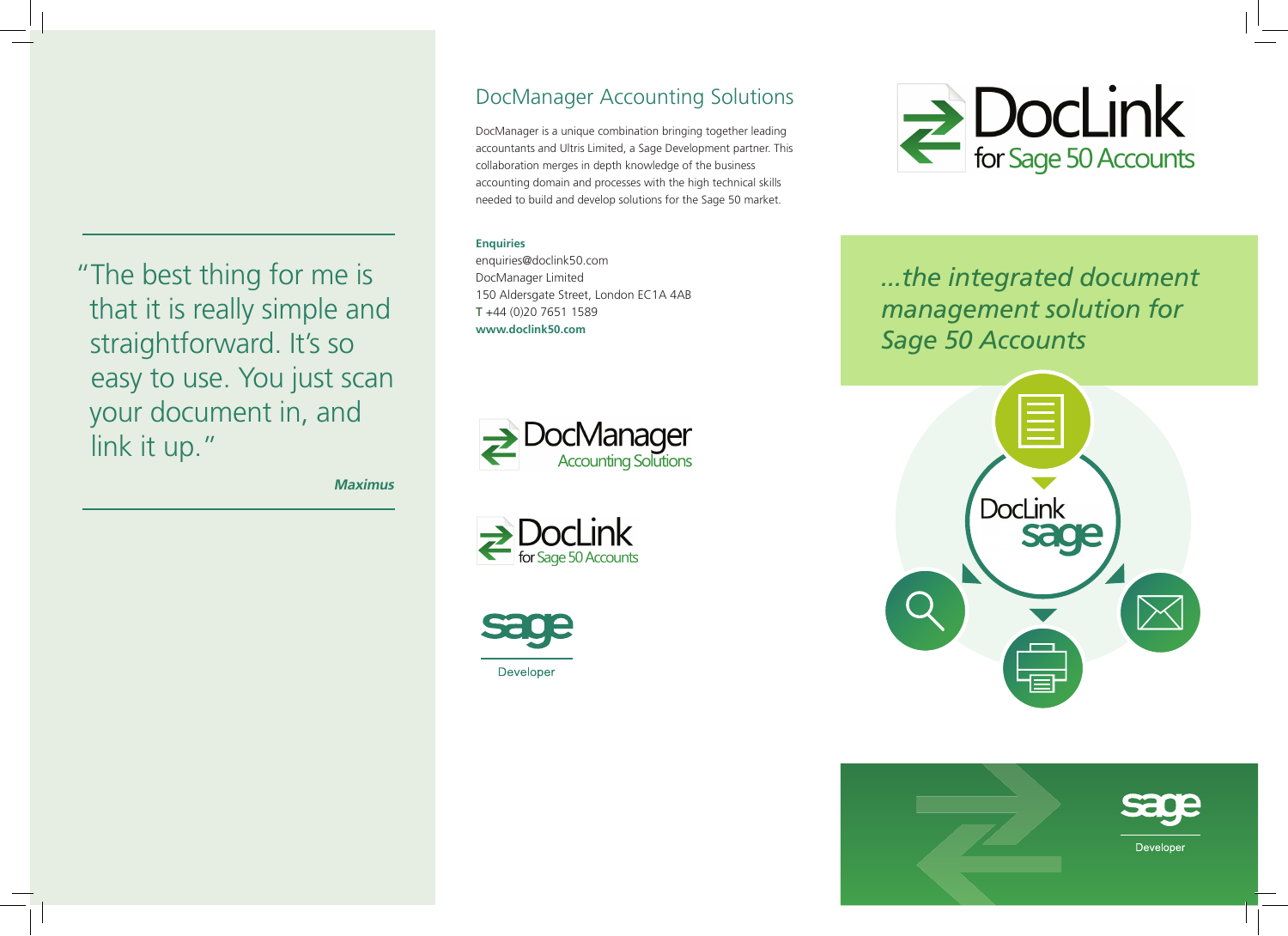> "The best thing for me is that it is really simple and straightforward. It's so easy to use. You just scan your document in, and link it up."
>
> ***Maximus***

## DocManager Accounting Solutions

DocManager is a unique combination bringing together leading accountants and Ultris Limited, a Sage Development partner. This collaboration merges in depth knowledge of the business accounting domain and processes with the high technical skills needed to build and develop solutions for the Sage 50 market.

**Enquiries**
enquiries@doclink50.com
DocManager Limited
150 Aldersgate Street, London EC1A 4AB
T +44 (0)20 7651 1589
**www.doclink50.com**

DocManager Accounting Solutions

DocLink for Sage 50 Accounts

sage Developer

# DocLink for Sage 50 Accounts

*...the integrated document management solution for Sage 50 Accounts*

DocLink sage

sage Developer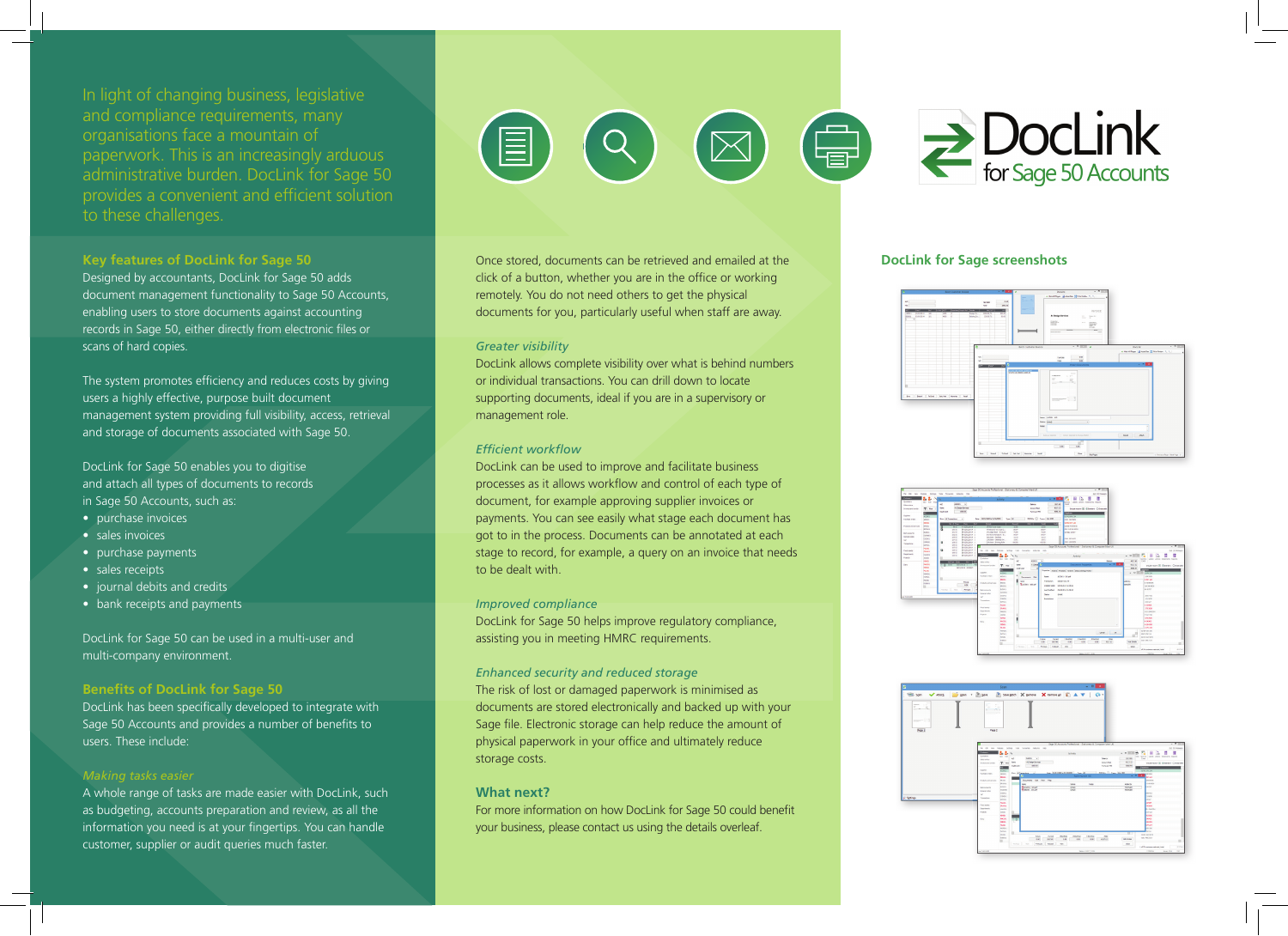In light of changing business, legislative and compliance requirements, many organisations face a mountain of paperwork. This is an increasingly arduous administrative burden. DocLink for Sage 50 provides a convenient and efficient solution to these challenges.

## Key features of DocLink for Sage 50

Designed by accountants, DocLink for Sage 50 adds document management functionality to Sage 50 Accounts, enabling users to store documents against accounting records in Sage 50, either directly from electronic files or scans of hard copies.

The system promotes efficiency and reduces costs by giving users a highly effective, purpose built document management system providing full visibility, access, retrieval and storage of documents associated with Sage 50.

DocLink for Sage 50 enables you to digitise and attach all types of documents to records in Sage 50 Accounts, such as:

- purchase invoices
- sales invoices
- purchase payments
- sales receipts
- journal debits and credits
- bank receipts and payments

DocLink for Sage 50 can be used in a multi-user and multi-company environment.

## Benefits of DocLink for Sage 50

DocLink has been specifically developed to integrate with Sage 50 Accounts and provides a number of benefits to users. These include:

### *Making tasks easier*

A whole range of tasks are made easier with DocLink, such as budgeting, accounts preparation and review, as all the information you need is at your fingertips. You can handle customer, supplier or audit queries much faster.

Once stored, documents can be retrieved and emailed at the click of a button, whether you are in the office or working remotely. You do not need others to get the physical documents for you, particularly useful when staff are away.

### *Greater visibility*

DocLink allows complete visibility over what is behind numbers or individual transactions. You can drill down to locate supporting documents, ideal if you are in a supervisory or management role.

### *Efficient workflow*

DocLink can be used to improve and facilitate business processes as it allows workflow and control of each type of document, for example approving supplier invoices or payments. You can see easily what stage each document has got to in the process. Documents can be annotated at each stage to record, for example, a query on an invoice that needs to be dealt with.

### *Improved compliance*

DocLink for Sage 50 helps improve regulatory compliance, assisting you in meeting HMRC requirements.

### *Enhanced security and reduced storage*

The risk of lost or damaged paperwork is minimised as documents are stored electronically and backed up with your Sage file. Electronic storage can help reduce the amount of physical paperwork in your office and ultimately reduce storage costs.

## What next?

For more information on how DocLink for Sage 50 could benefit your business, please contact us using the details overleaf.

# DocLink for Sage 50 Accounts

## DocLink for Sage screenshots